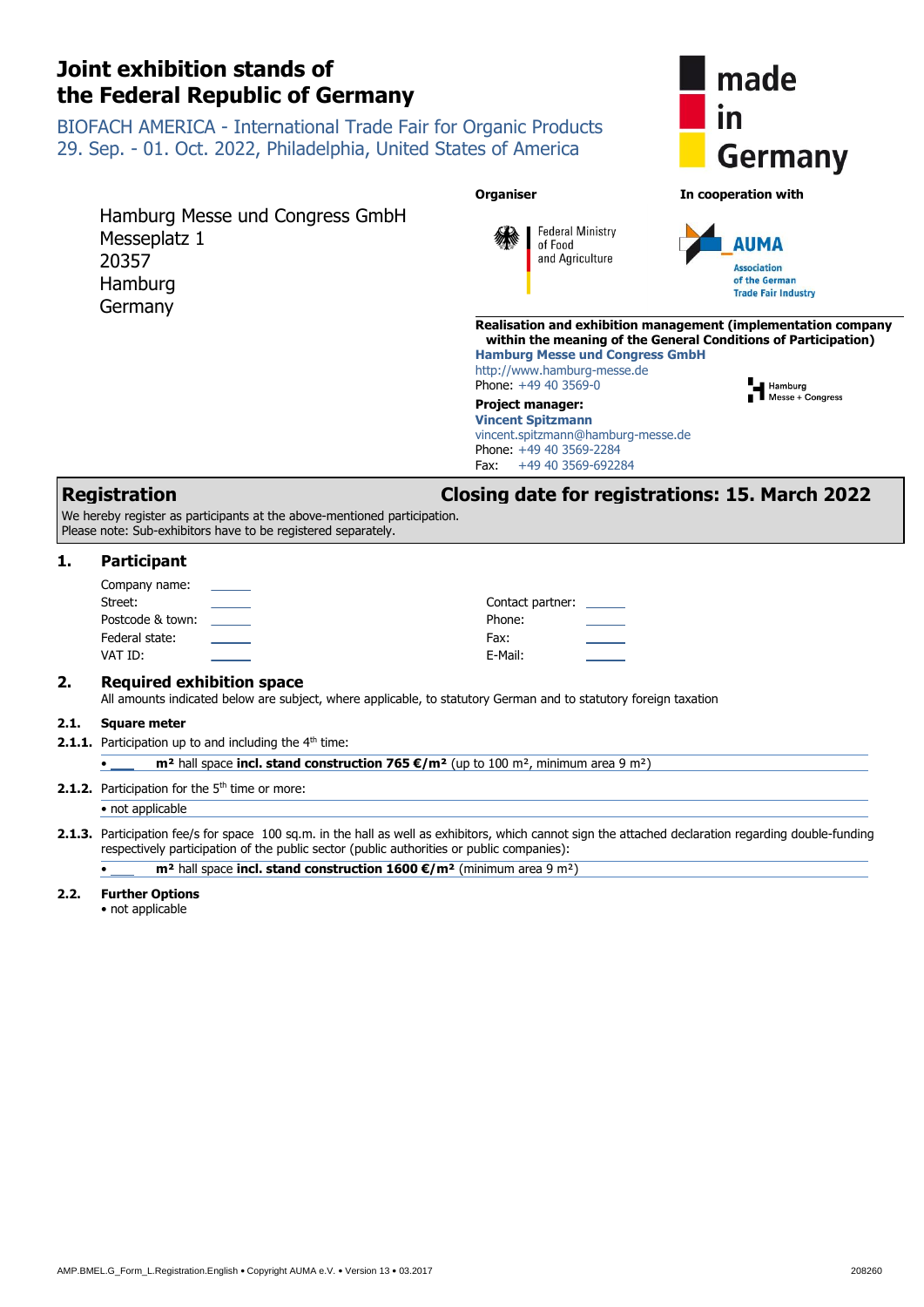# Joint exhibition stands of the Federal Republic of Germany

BIOFACH AMERICA - International Trade Fair for Organic Products
29. Sep. - 01. Oct. 2022, Philadelphia, United States of America

made in Germany

Hamburg Messe und Congress GmbH
Messeplatz 1
20357
Hamburg
Germany

**Organiser**

Federal Ministry of Food and Agriculture

**In cooperation with**

AUMA
Association of the German Trade Fair Industry

**Realisation and exhibition management (implementation company within the meaning of the General Conditions of Participation)**
**Hamburg Messe und Congress GmbH**
http://www.hamburg-messe.de
Phone: +49 40 3569-0

Hamburg Messe + Congress

**Project manager:**
**Vincent Spitzmann**
vincent.spitzmann@hamburg-messe.de
Phone: +49 40 3569-2284
Fax: +49 40 3569-692284

## Registration — Closing date for registrations: 15. March 2022

We hereby register as participants at the above-mentioned participation.
Please note: Sub-exhibitors have to be registered separately.

## 1. Participant

| | | | |
|---|---|---|---|
| Company name: | ______ | | |
| Street: | ______ | Contact partner: | ______ |
| Postcode & town: | ______ | Phone: | ______ |
| Federal state: | ______ | Fax: | ______ |
| VAT ID: | ______ | E-Mail: | ______ |

## 2. Required exhibition space

All amounts indicated below are subject, where applicable, to statutory German and to statutory foreign taxation

### 2.1. Square meter

**2.1.1.** Participation up to and including the 4th time:

- ____ **m² hall space incl. stand construction 765 €/m²** (up to 100 m², minimum area 9 m²)

**2.1.2.** Participation for the 5th time or more:

- not applicable

**2.1.3.** Participation fee/s for space 100 sq.m. in the hall as well as exhibitors, which cannot sign the attached declaration regarding double-funding respectively participation of the public sector (public authorities or public companies):

- ____ **m² hall space incl. stand construction 1600 €/m²** (minimum area 9 m²)

### 2.2. Further Options

- not applicable

AMP.BMEL.G_Form_L.Registration.English • Copyright AUMA e.V. • Version 13 • 03.2017 — 208260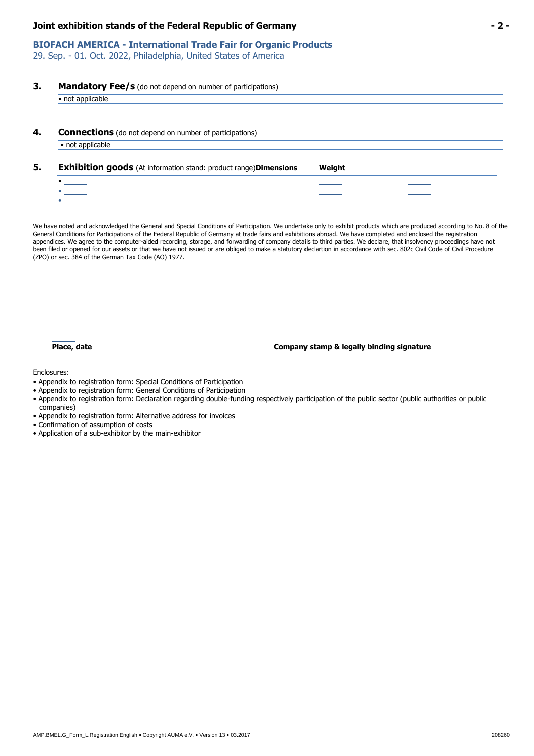## Joint exhibition stands of the Federal Republic of Germany

**BIOFACH AMERICA - International Trade Fair for Organic Products**
29. Sep. - 01. Oct. 2022, Philadelphia, United States of America

### 3. Mandatory Fee/s (do not depend on number of participations)

- not applicable

### 4. Connections (do not depend on number of participations)

- not applicable

### 5. Exhibition goods (At information stand: product range)

| | Dimensions | Weight |
|---|---|---|
| • ______ | ______ | ______ |
| • ______ | ______ | ______ |
| • ______ | ______ | ______ |

We have noted and acknowledged the General and Special Conditions of Participation. We undertake only to exhibit products which are produced according to No. 8 of the General Conditions for Participations of the Federal Republic of Germany at trade fairs and exhibitions abroad. We have completed and enclosed the registration appendices. We agree to the computer-aided recording, storage, and forwarding of company details to third parties. We declare, that insolvency proceedings have not been filed or opened for our assets or that we have not issued or are obliged to make a statutory declartion in accordance with sec. 802c Civil Code of Civil Procedure (ZPO) or sec. 384 of the German Tax Code (AO) 1977.

______

**Place, date** **Company stamp & legally binding signature**

Enclosures:

- Appendix to registration form: Special Conditions of Participation
- Appendix to registration form: General Conditions of Participation
- Appendix to registration form: Declaration regarding double-funding respectively participation of the public sector (public authorities or public companies)
- Appendix to registration form: Alternative address for invoices
- Confirmation of assumption of costs
- Application of a sub-exhibitor by the main-exhibitor

AMP.BMEL.G_Form_L.Registration.English • Copyright AUMA e.V. • Version 13 • 03.2017 208260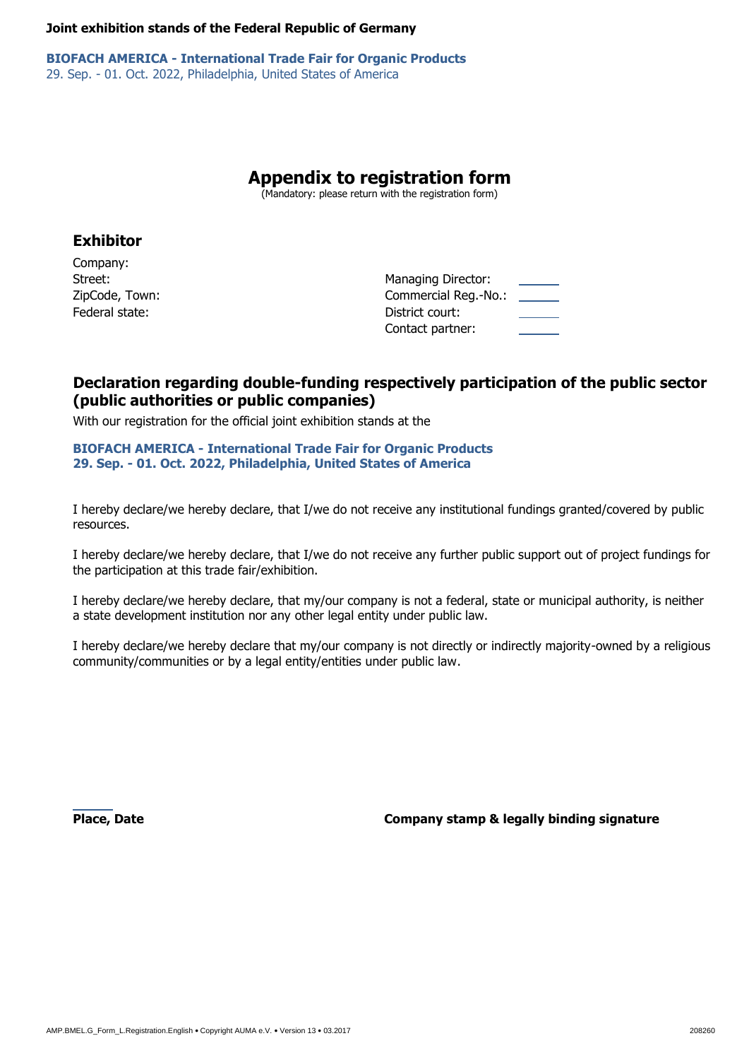**Joint exhibition stands of the Federal Republic of Germany**

**BIOFACH AMERICA - International Trade Fair for Organic Products**
29. Sep. - 01. Oct. 2022, Philadelphia, United States of America

# Appendix to registration form

(Mandatory: please return with the registration form)

## Exhibitor

Company:
Street:
ZipCode, Town:
Federal state:

Managing Director:
Commercial Reg.-No.:
District court:
Contact partner:

## Declaration regarding double-funding respectively participation of the public sector (public authorities or public companies)

With our registration for the official joint exhibition stands at the

**BIOFACH AMERICA - International Trade Fair for Organic Products**
**29. Sep. - 01. Oct. 2022, Philadelphia, United States of America**

I hereby declare/we hereby declare, that I/we do not receive any institutional fundings granted/covered by public resources.

I hereby declare/we hereby declare, that I/we do not receive any further public support out of project fundings for the participation at this trade fair/exhibition.

I hereby declare/we hereby declare, that my/our company is not a federal, state or municipal authority, is neither a state development institution nor any other legal entity under public law.

I hereby declare/we hereby declare that my/our company is not directly or indirectly majority-owned by a religious community/communities or by a legal entity/entities under public law.

**Place, Date**

**Company stamp & legally binding signature**

AMP.BMEL.G_Form_L.Registration.English • Copyright AUMA e.V. • Version 13 • 03.2017 208260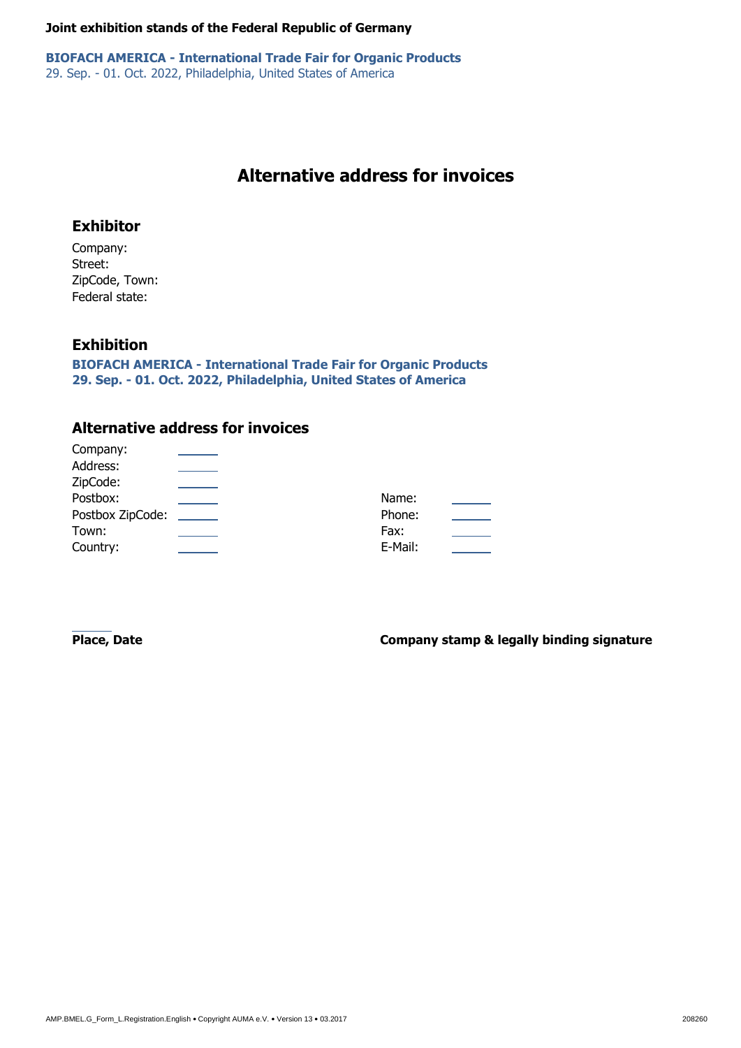**Joint exhibition stands of the Federal Republic of Germany**

**BIOFACH AMERICA - International Trade Fair for Organic Products**
29. Sep. - 01. Oct. 2022, Philadelphia, United States of America

# Alternative address for invoices

## Exhibitor

Company:
Street:
ZipCode, Town:
Federal state:

## Exhibition

**BIOFACH AMERICA - International Trade Fair for Organic Products**
**29. Sep. - 01. Oct. 2022, Philadelphia, United States of America**

## Alternative address for invoices

Company: ______
Address: ______
ZipCode: ______
Postbox: ______
Postbox ZipCode: ______
Town: ______
Country: ______

Name: ______
Phone: ______
Fax: ______
E-Mail: ______

______
**Place, Date**

**Company stamp & legally binding signature**

AMP.BMEL.G_Form_L.Registration.English • Copyright AUMA e.V. • Version 13 • 03.2017

208260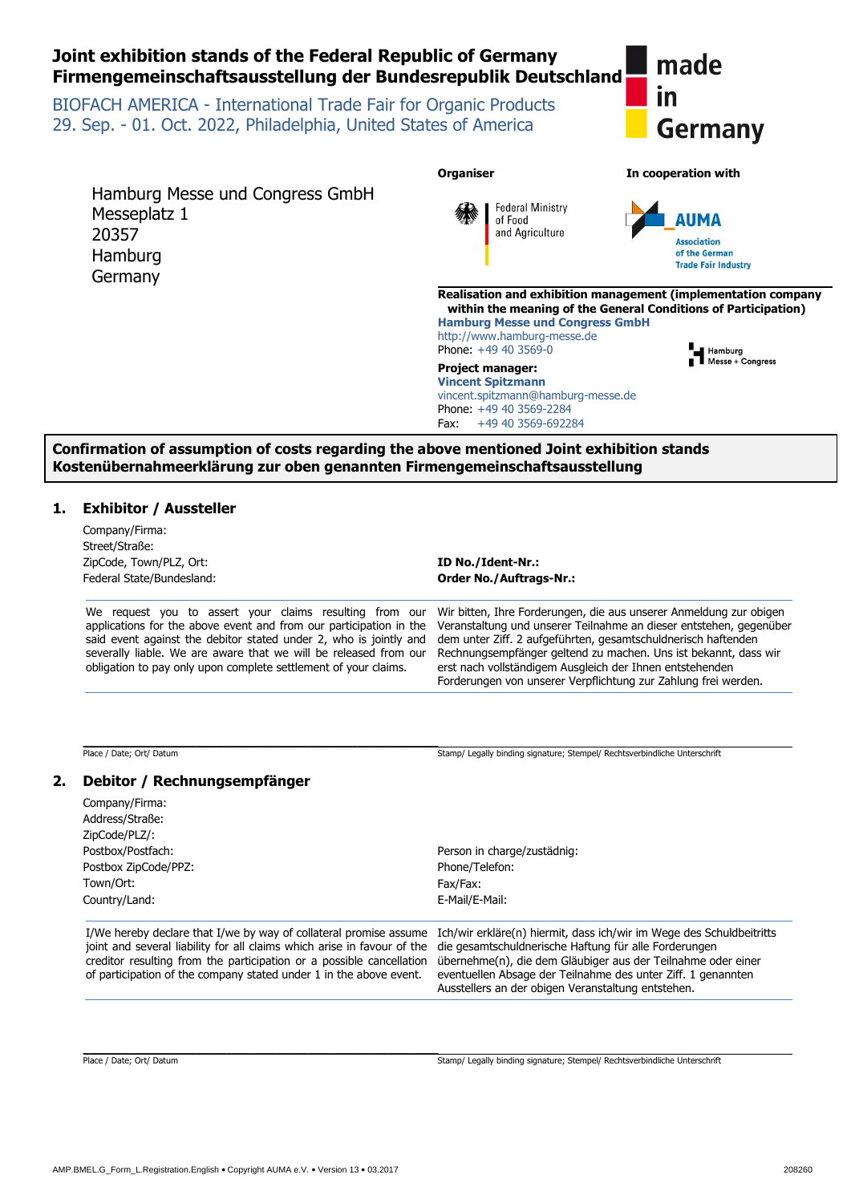# Joint exhibition stands of the Federal Republic of Germany
# Firmengemeinschaftsausstellung der Bundesrepublik Deutschland

made in Germany

BIOFACH AMERICA - International Trade Fair for Organic Products
29. Sep. - 01. Oct. 2022, Philadelphia, United States of America

Hamburg Messe und Congress GmbH
Messeplatz 1
20357
Hamburg
Germany

**Organiser**

Federal Ministry of Food and Agriculture

**In cooperation with**

AUMA
Association of the German Trade Fair Industry

**Realisation and exhibition management (implementation company within the meaning of the General Conditions of Participation)**
**Hamburg Messe und Congress GmbH**
http://www.hamburg-messe.de
Phone: +49 40 3569-0

Hamburg Messe + Congress

**Project manager:**
**Vincent Spitzmann**
vincent.spitzmann@hamburg-messe.de
Phone: +49 40 3569-2284
Fax: +49 40 3569-692284

**Confirmation of assumption of costs regarding the above mentioned Joint exhibition stands**
**Kostenübernahmeerklärung zur oben genannten Firmengemeinschaftsausstellung**

## 1. Exhibitor / Aussteller

Company/Firma:
Street/Straße:
ZipCode, Town/PLZ, Ort:
Federal State/Bundesland:

**ID No./Ident-Nr.:**
**Order No./Auftrags-Nr.:**

| | |
|---|---|
| We request you to assert your claims resulting from our applications for the above event and from our participation in the said event against the debitor stated under 2, who is jointly and severally liable. We are aware that we will be released from our obligation to pay only upon complete settlement of your claims. | Wir bitten, Ihre Forderungen, die aus unserer Anmeldung zur obigen Veranstaltung und unserer Teilnahme an dieser entstehen, gegenüber dem unter Ziff. 2 aufgeführten, gesamtschuldnerisch haftenden Rechnungsempfänger geltend zu machen. Uns ist bekannt, dass wir erst nach vollständigem Ausgleich der Ihnen entstehenden Forderungen von unserer Verpflichtung zur Zahlung frei werden. |

Place / Date; Ort/ Datum

Stamp/ Legally binding signature; Stempel/ Rechtsverbindliche Unterschrift

## 2. Debitor / Rechnungsempfänger

Company/Firma:
Address/Straße:
ZipCode/PLZ/:
Postbox/Postfach:
Postbox ZipCode/PPZ:
Town/Ort:
Country/Land:

Person in charge/zustädnig:
Phone/Telefon:
Fax/Fax:
E-Mail/E-Mail:

| | |
|---|---|
| I/We hereby declare that I/we by way of collateral promise assume joint and several liability for all claims which arise in favour of the creditor resulting from the participation or a possible cancellation of participation of the company stated under 1 in the above event. | Ich/wir erkläre(n) hiermit, dass ich/wir im Wege des Schuldbeitritts die gesamtschuldnerische Haftung für alle Forderungen übernehme(n), die dem Gläubiger aus der Teilnahme oder einer eventuellen Absage der Teilnahme des unter Ziff. 1 genannten Ausstellers an der obigen Veranstaltung entstehen. |

Place / Date; Ort/ Datum

Stamp/ Legally binding signature; Stempel/ Rechtsverbindliche Unterschrift

AMP.BMEL.G_Form_L.Registration.English • Copyright AUMA e.V. • Version 13 • 03.2017

208260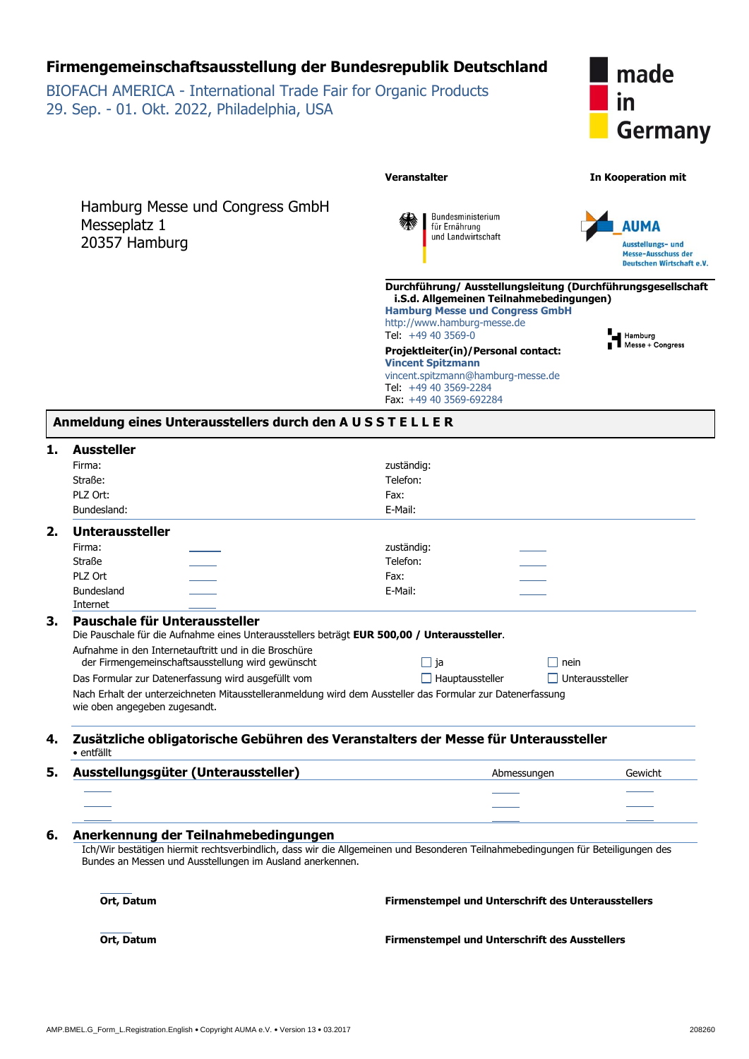# Firmengemeinschaftsausstellung der Bundesrepublik Deutschland

BIOFACH AMERICA - International Trade Fair for Organic Products
29. Sep. - 01. Okt. 2022, Philadelphia, USA

made in Germany

Hamburg Messe und Congress GmbH
Messeplatz 1
20357 Hamburg

**Veranstalter**

Bundesministerium für Ernährung und Landwirtschaft

**In Kooperation mit**

AUMA
Ausstellungs- und Messe-Ausschuss der Deutschen Wirtschaft e.V.

**Durchführung/ Ausstellungsleitung (Durchführungsgesellschaft i.S.d. Allgemeinen Teilnahmebedingungen)**
**Hamburg Messe und Congress GmbH**
http://www.hamburg-messe.de
Tel: +49 40 3569-0

Hamburg Messe + Congress

**Projektleiter(in)/Personal contact:**
**Vincent Spitzmann**
vincent.spitzmann@hamburg-messe.de
Tel: +49 40 3569-2284
Fax: +49 40 3569-692284

## Anmeldung eines Unterausstellers durch den A U S S T E L L E R

## 1. Aussteller

| | |
|---|---|
| Firma: | zuständig: |
| Straße: | Telefon: |
| PLZ Ort: | Fax: |
| Bundesland: | E-Mail: |

## 2. Unteraussteller

| | | | |
|---|---|---|---|
| Firma: | ______ | zuständig: | ______ |
| Straße | ______ | Telefon: | ______ |
| PLZ Ort | ______ | Fax: | ______ |
| Bundesland | ______ | E-Mail: | ______ |
| Internet | ______ | | |

## 3. Pauschale für Unteraussteller

Die Pauschale für die Aufnahme eines Unterausstellers beträgt **EUR 500,00 / Unteraussteller**.

Aufnahme in den Internetauftritt und in die Broschüre der Firmengemeinschaftsausstellung wird gewünscht ☐ ja ☐ nein

Das Formular zur Datenerfassung wird ausgefüllt vom ☐ Hauptaussteller ☐ Unteraussteller

Nach Erhalt der unterzeichneten Mitausstelleranmeldung wird dem Aussteller das Formular zur Datenerfassung wie oben angegeben zugesandt.

## 4. Zusätzliche obligatorische Gebühren des Veranstalters der Messe für Unteraussteller

- entfällt

## 5. Ausstellungsgüter (Unteraussteller)

| Ausstellungsgüter | Abmessungen | Gewicht |
|---|---|---|
| ______ | ______ | ______ |
| ______ | ______ | ______ |
| ______ | ______ | ______ |

## 6. Anerkennung der Teilnahmebedingungen

Ich/Wir bestätigen hiermit rechtsverbindlich, dass wir die Allgemeinen und Besonderen Teilnahmebedingungen für Beteiligungen des Bundes an Messen und Ausstellungen im Ausland anerkennen.

______
**Ort, Datum** **Firmenstempel und Unterschrift des Unterausstellers**

______
**Ort, Datum** **Firmenstempel und Unterschrift des Ausstellers**

AMP.BMEL.G_Form_L.Registration.English • Copyright AUMA e.V. • Version 13 • 03.2017 208260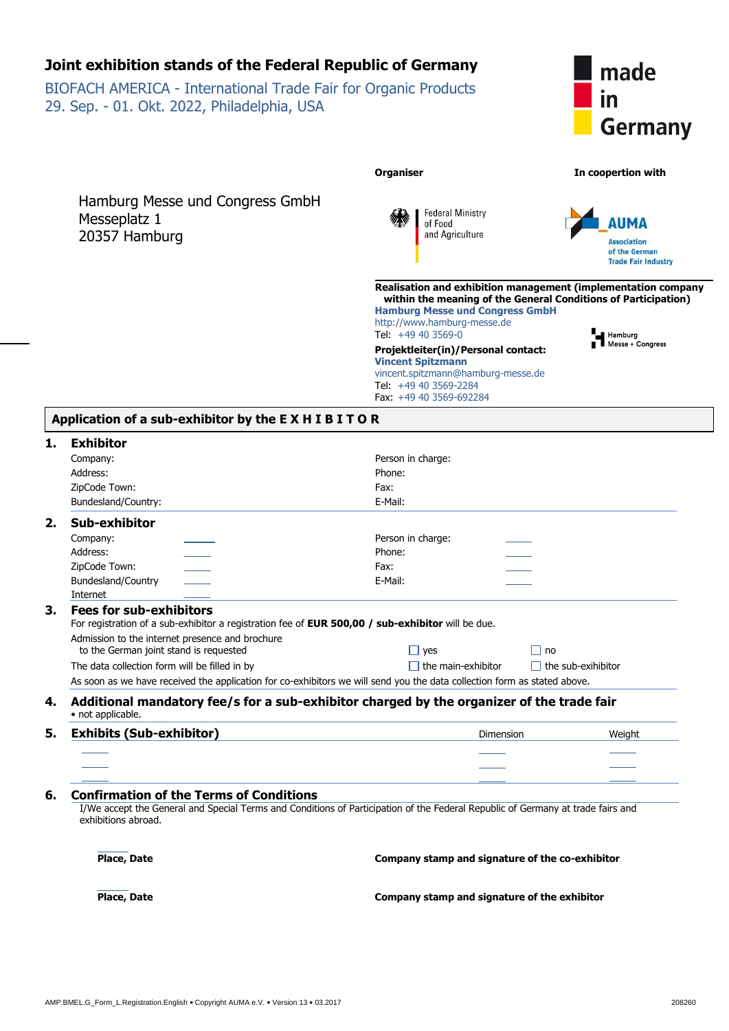# Joint exhibition stands of the Federal Republic of Germany

BIOFACH AMERICA - International Trade Fair for Organic Products
29. Sep. - 01. Okt. 2022, Philadelphia, USA

made in Germany

Hamburg Messe und Congress GmbH
Messeplatz 1
20357 Hamburg

**Organiser**

Federal Ministry of Food and Agriculture

**In coopertion with**

AUMA Association of the German Trade Fair Industry

**Realisation and exhibition management (implementation company within the meaning of the General Conditions of Participation)**
**Hamburg Messe und Congress GmbH**
http://www.hamburg-messe.de
Tel: +49 40 3569-0

Hamburg Messe + Congress

**Projektleiter(in)/Personal contact:**
**Vincent Spitzmann**
vincent.spitzmann@hamburg-messe.de
Tel: +49 40 3569-2284
Fax: +49 40 3569-692284

## Application of a sub-exhibitor by the E X H I B I T O R

## 1. Exhibitor

| | |
|---|---|
| Company: | Person in charge: |
| Address: | Phone: |
| ZipCode Town: | Fax: |
| Bundesland/Country: | E-Mail: |

## 2. Sub-exhibitor

| | | | |
|---|---|---|---|
| Company: | | Person in charge: | |
| Address: | | Phone: | |
| ZipCode Town: | | Fax: | |
| Bundesland/Country | | E-Mail: | |
| Internet | | | |

## 3. Fees for sub-exhibitors

For registration of a sub-exhibitor a registration fee of **EUR 500,00 / sub-exhibitor** will be due.

Admission to the internet presence and brochure to the German joint stand is requested ☐ yes ☐ no

The data collection form will be filled in by ☐ the main-exhibitor ☐ the sub-exihibitor

As soon as we have received the application for co-exhibitors we will send you the data collection form as stated above.

## 4. Additional mandatory fee/s for a sub-exhibitor charged by the organizer of the trade fair

- not applicable.

## 5. Exhibits (Sub-exhibitor)

| Exhibits | Dimension | Weight |
|---|---|---|
| | | |
| | | |
| | | |

## 6. Confirmation of the Terms of Conditions

I/We accept the General and Special Terms and Conditions of Participation of the Federal Republic of Germany at trade fairs and exhibitions abroad.

**Place, Date** **Company stamp and signature of the co-exhibitor**

**Place, Date** **Company stamp and signature of the exhibitor**

AMP.BMEL.G_Form_L.Registration.English • Copyright AUMA e.V. • Version 13 • 03.2017 208260